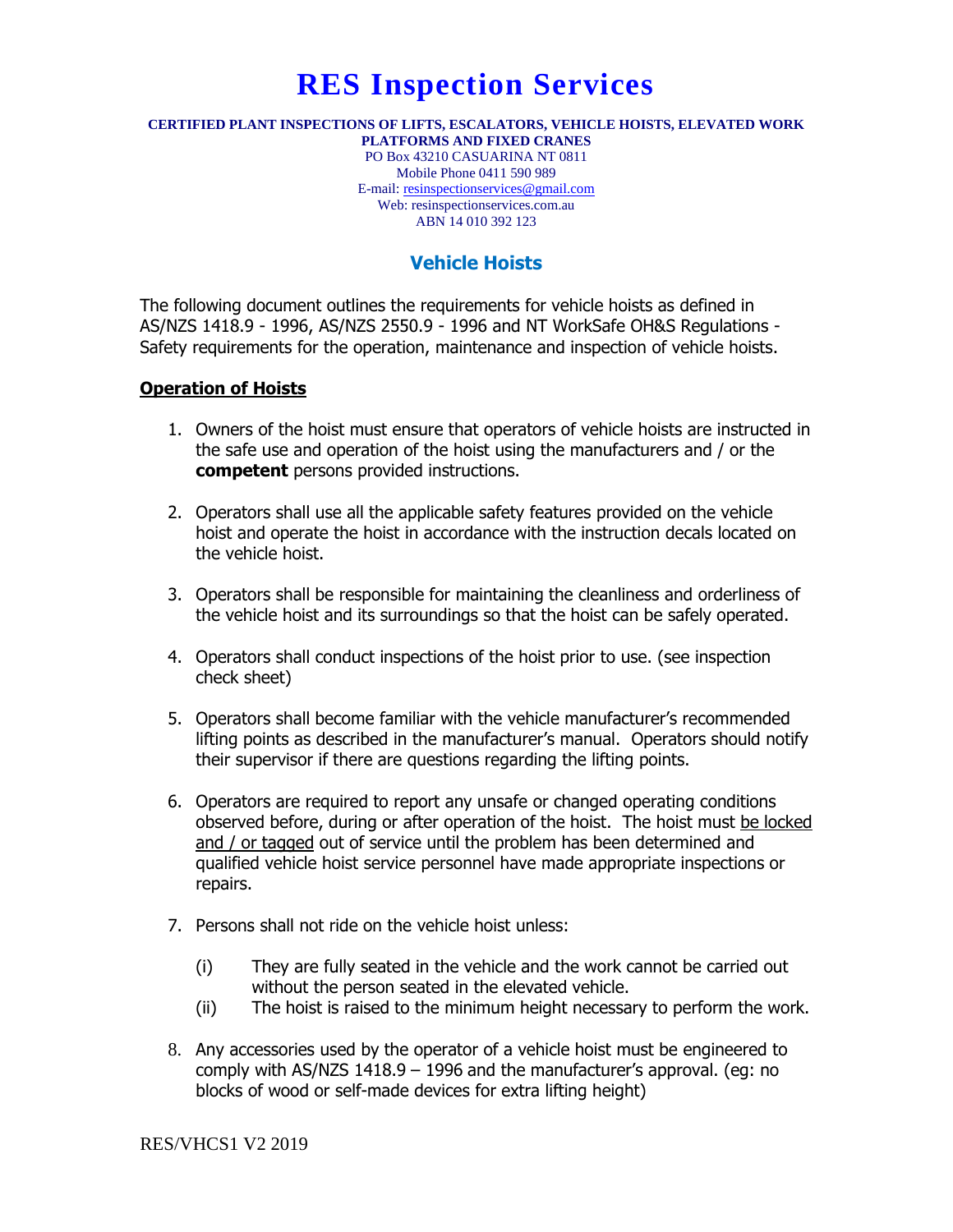# RES Inspection Services

**CERTIFIED PLANT INSPECTIONS OF LIFTS, ESCALATORS, VEHICLE HOISTS, ELEVATED WORK PLATFORMS AND FIXED CRANES**

PO Box 43210 CASUARINA NT 0811
Mobile Phone 0411 590 989
E-mail: resinspectionservices@gmail.com
Web: resinspectionservices.com.au
ABN 14 010 392 123

## Vehicle Hoists

The following document outlines the requirements for vehicle hoists as defined in AS/NZS 1418.9 - 1996, AS/NZS 2550.9 - 1996 and NT WorkSafe OH&S Regulations - Safety requirements for the operation, maintenance and inspection of vehicle hoists.

### Operation of Hoists

1. Owners of the hoist must ensure that operators of vehicle hoists are instructed in the safe use and operation of the hoist using the manufacturers and / or the **competent** persons provided instructions.

2. Operators shall use all the applicable safety features provided on the vehicle hoist and operate the hoist in accordance with the instruction decals located on the vehicle hoist.

3. Operators shall be responsible for maintaining the cleanliness and orderliness of the vehicle hoist and its surroundings so that the hoist can be safely operated.

4. Operators shall conduct inspections of the hoist prior to use. (see inspection check sheet)

5. Operators shall become familiar with the vehicle manufacturer's recommended lifting points as described in the manufacturer's manual. Operators should notify their supervisor if there are questions regarding the lifting points.

6. Operators are required to report any unsafe or changed operating conditions observed before, during or after operation of the hoist. The hoist must be locked and / or tagged out of service until the problem has been determined and qualified vehicle hoist service personnel have made appropriate inspections or repairs.

7. Persons shall not ride on the vehicle hoist unless:

   (i) They are fully seated in the vehicle and the work cannot be carried out without the person seated in the elevated vehicle.

   (ii) The hoist is raised to the minimum height necessary to perform the work.

8. Any accessories used by the operator of a vehicle hoist must be engineered to comply with AS/NZS 1418.9 – 1996 and the manufacturer's approval. (eg: no blocks of wood or self-made devices for extra lifting height)

RES/VHCS1 V2 2019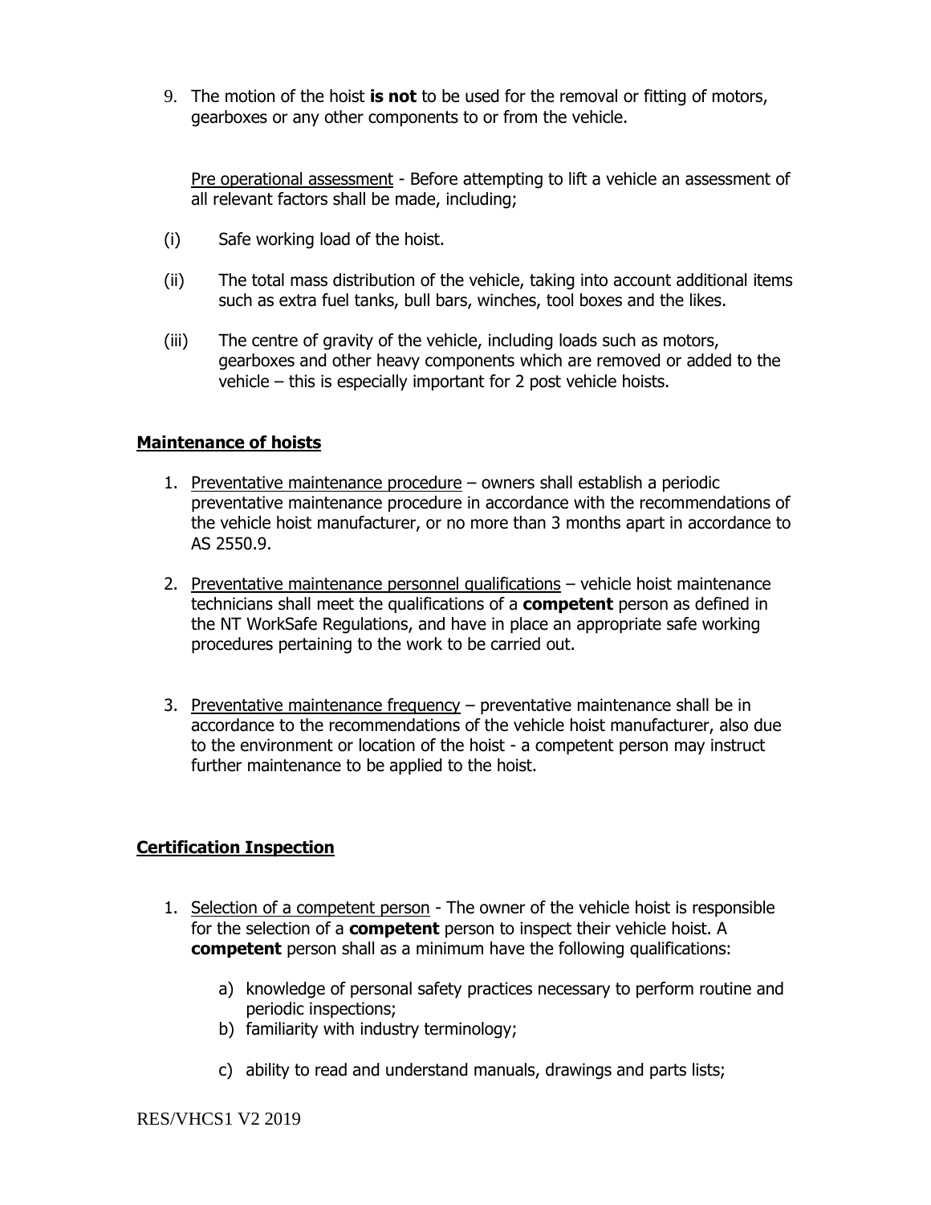9. The motion of the hoist **is not** to be used for the removal or fitting of motors, gearboxes or any other components to or from the vehicle.

   Pre operational assessment - Before attempting to lift a vehicle an assessment of all relevant factors shall be made, including;

(i) Safe working load of the hoist.

(ii) The total mass distribution of the vehicle, taking into account additional items such as extra fuel tanks, bull bars, winches, tool boxes and the likes.

(iii) The centre of gravity of the vehicle, including loads such as motors, gearboxes and other heavy components which are removed or added to the vehicle – this is especially important for 2 post vehicle hoists.

## Maintenance of hoists

1. Preventative maintenance procedure – owners shall establish a periodic preventative maintenance procedure in accordance with the recommendations of the vehicle hoist manufacturer, or no more than 3 months apart in accordance to AS 2550.9.

2. Preventative maintenance personnel qualifications – vehicle hoist maintenance technicians shall meet the qualifications of a **competent** person as defined in the NT WorkSafe Regulations, and have in place an appropriate safe working procedures pertaining to the work to be carried out.

3. Preventative maintenance frequency – preventative maintenance shall be in accordance to the recommendations of the vehicle hoist manufacturer, also due to the environment or location of the hoist - a competent person may instruct further maintenance to be applied to the hoist.

## Certification Inspection

1. Selection of a competent person - The owner of the vehicle hoist is responsible for the selection of a **competent** person to inspect their vehicle hoist. A **competent** person shall as a minimum have the following qualifications:

   a) knowledge of personal safety practices necessary to perform routine and periodic inspections;
   b) familiarity with industry terminology;
   c) ability to read and understand manuals, drawings and parts lists;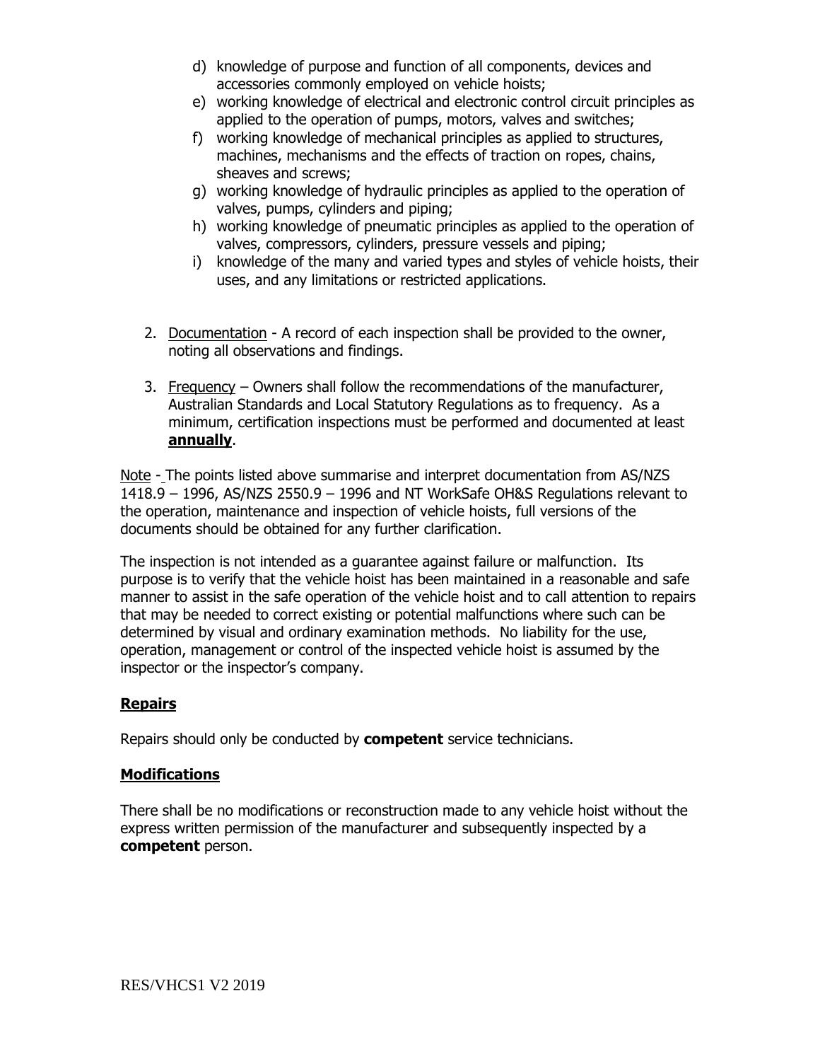d) knowledge of purpose and function of all components, devices and accessories commonly employed on vehicle hoists;
e) working knowledge of electrical and electronic control circuit principles as applied to the operation of pumps, motors, valves and switches;
f) working knowledge of mechanical principles as applied to structures, machines, mechanisms and the effects of traction on ropes, chains, sheaves and screws;
g) working knowledge of hydraulic principles as applied to the operation of valves, pumps, cylinders and piping;
h) working knowledge of pneumatic principles as applied to the operation of valves, compressors, cylinders, pressure vessels and piping;
i) knowledge of the many and varied types and styles of vehicle hoists, their uses, and any limitations or restricted applications.

2. Documentation - A record of each inspection shall be provided to the owner, noting all observations and findings.

3. Frequency – Owners shall follow the recommendations of the manufacturer, Australian Standards and Local Statutory Regulations as to frequency. As a minimum, certification inspections must be performed and documented at least **annually**.

Note - The points listed above summarise and interpret documentation from AS/NZS 1418.9 – 1996, AS/NZS 2550.9 – 1996 and NT WorkSafe OH&S Regulations relevant to the operation, maintenance and inspection of vehicle hoists, full versions of the documents should be obtained for any further clarification.

The inspection is not intended as a guarantee against failure or malfunction. Its purpose is to verify that the vehicle hoist has been maintained in a reasonable and safe manner to assist in the safe operation of the vehicle hoist and to call attention to repairs that may be needed to correct existing or potential malfunctions where such can be determined by visual and ordinary examination methods. No liability for the use, operation, management or control of the inspected vehicle hoist is assumed by the inspector or the inspector's company.

## Repairs

Repairs should only be conducted by **competent** service technicians.

## Modifications

There shall be no modifications or reconstruction made to any vehicle hoist without the express written permission of the manufacturer and subsequently inspected by a **competent** person.

RES/VHCS1 V2 2019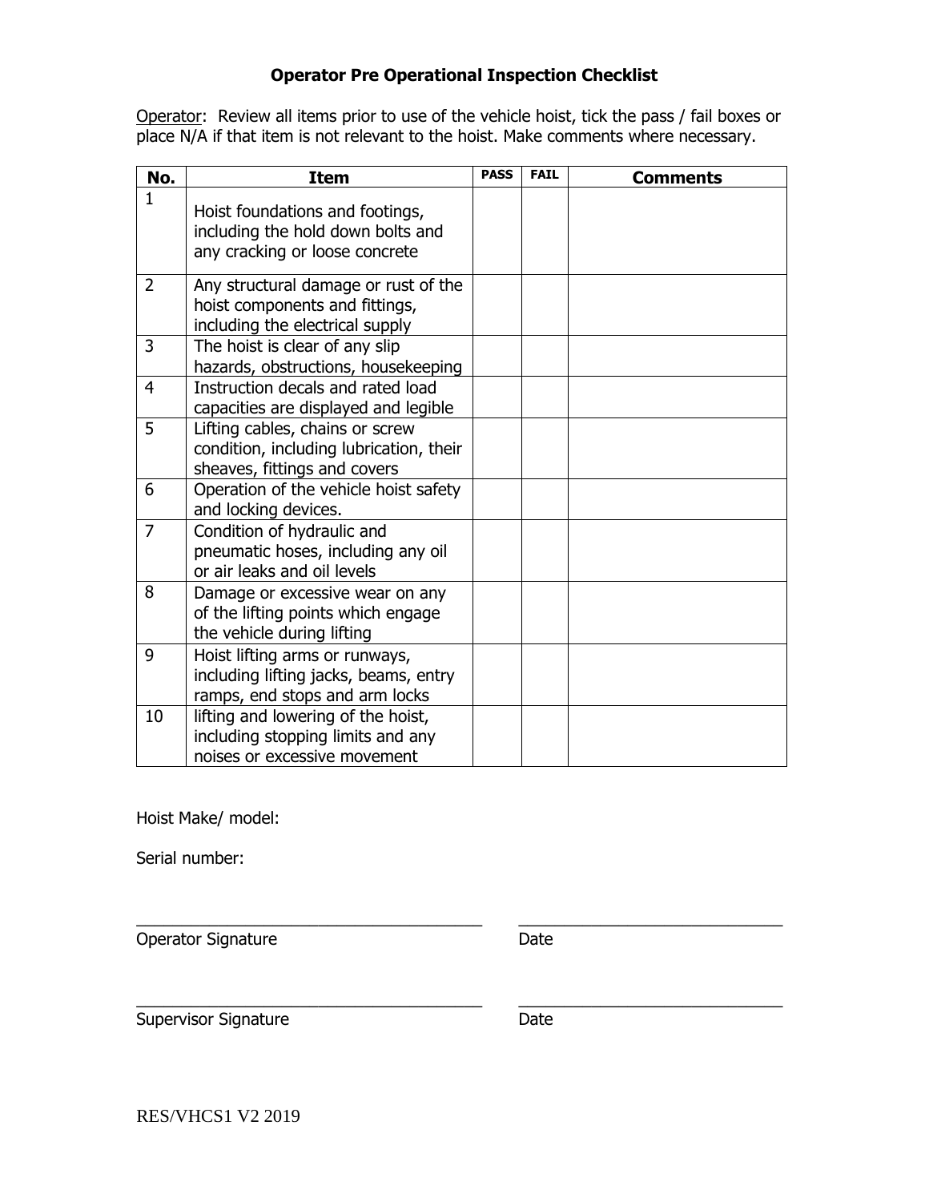# Operator Pre Operational Inspection Checklist

Operator: Review all items prior to use of the vehicle hoist, tick the pass / fail boxes or place N/A if that item is not relevant to the hoist. Make comments where necessary.

| No. | Item | PASS | FAIL | Comments |
| --- | --- | --- | --- | --- |
| 1 | Hoist foundations and footings, including the hold down bolts and any cracking or loose concrete | | | |
| 2 | Any structural damage or rust of the hoist components and fittings, including the electrical supply | | | |
| 3 | The hoist is clear of any slip hazards, obstructions, housekeeping | | | |
| 4 | Instruction decals and rated load capacities are displayed and legible | | | |
| 5 | Lifting cables, chains or screw condition, including lubrication, their sheaves, fittings and covers | | | |
| 6 | Operation of the vehicle hoist safety and locking devices. | | | |
| 7 | Condition of hydraulic and pneumatic hoses, including any oil or air leaks and oil levels | | | |
| 8 | Damage or excessive wear on any of the lifting points which engage the vehicle during lifting | | | |
| 9 | Hoist lifting arms or runways, including lifting jacks, beams, entry ramps, end stops and arm locks | | | |
| 10 | lifting and lowering of the hoist, including stopping limits and any noises or excessive movement | | | |

Hoist Make/ model:

Serial number:

_______________________________________ _____________________________

Operator Signature Date

_______________________________________ _____________________________

Supervisor Signature Date

RES/VHCS1 V2 2019